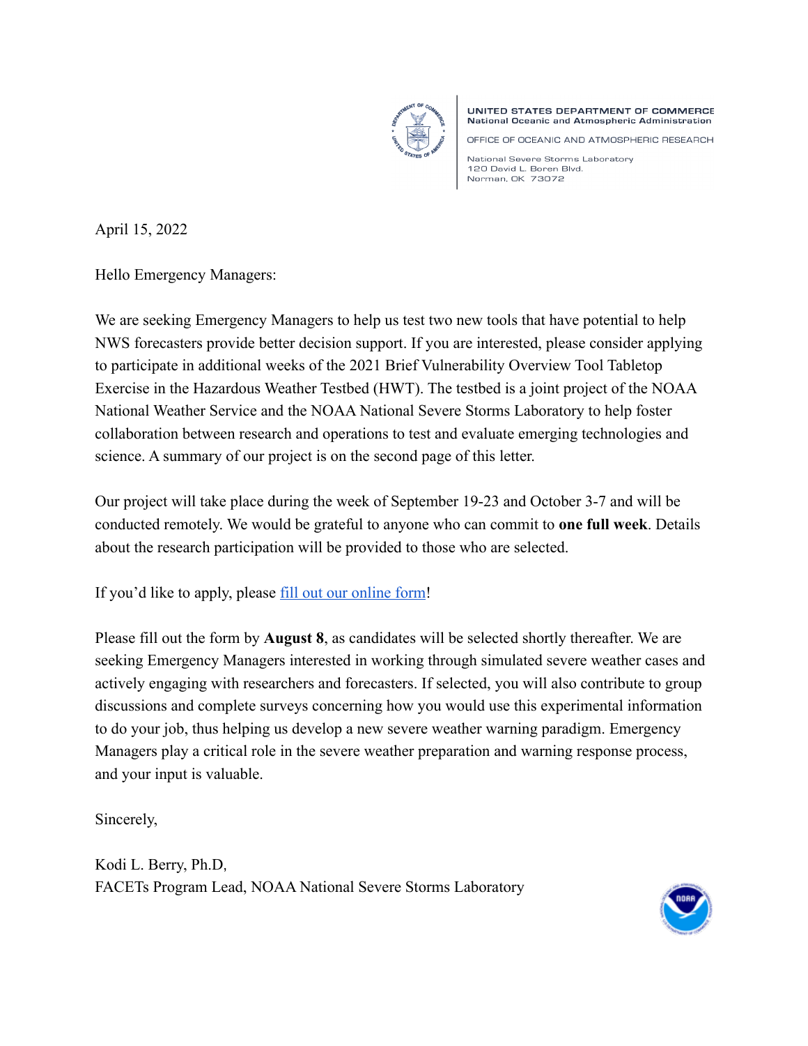UNITED STATES DEPARTMENT OF COMMERCE
National Oceanic and Atmospheric Administration

OFFICE OF OCEANIC AND ATMOSPHERIC RESEARCH

National Severe Storms Laboratory
120 David L. Boren Blvd.
Norman, OK 73072

April 15, 2022

Hello Emergency Managers:

We are seeking Emergency Managers to help us test two new tools that have potential to help NWS forecasters provide better decision support. If you are interested, please consider applying to participate in additional weeks of the 2021 Brief Vulnerability Overview Tool Tabletop Exercise in the Hazardous Weather Testbed (HWT). The testbed is a joint project of the NOAA National Weather Service and the NOAA National Severe Storms Laboratory to help foster collaboration between research and operations to test and evaluate emerging technologies and science. A summary of our project is on the second page of this letter.

Our project will take place during the week of September 19-23 and October 3-7 and will be conducted remotely. We would be grateful to anyone who can commit to **one full week**. Details about the research participation will be provided to those who are selected.

If you'd like to apply, please fill out our online form!

Please fill out the form by **August 8**, as candidates will be selected shortly thereafter. We are seeking Emergency Managers interested in working through simulated severe weather cases and actively engaging with researchers and forecasters. If selected, you will also contribute to group discussions and complete surveys concerning how you would use this experimental information to do your job, thus helping us develop a new severe weather warning paradigm. Emergency Managers play a critical role in the severe weather preparation and warning response process, and your input is valuable.

Sincerely,

Kodi L. Berry, Ph.D,
FACETs Program Lead, NOAA National Severe Storms Laboratory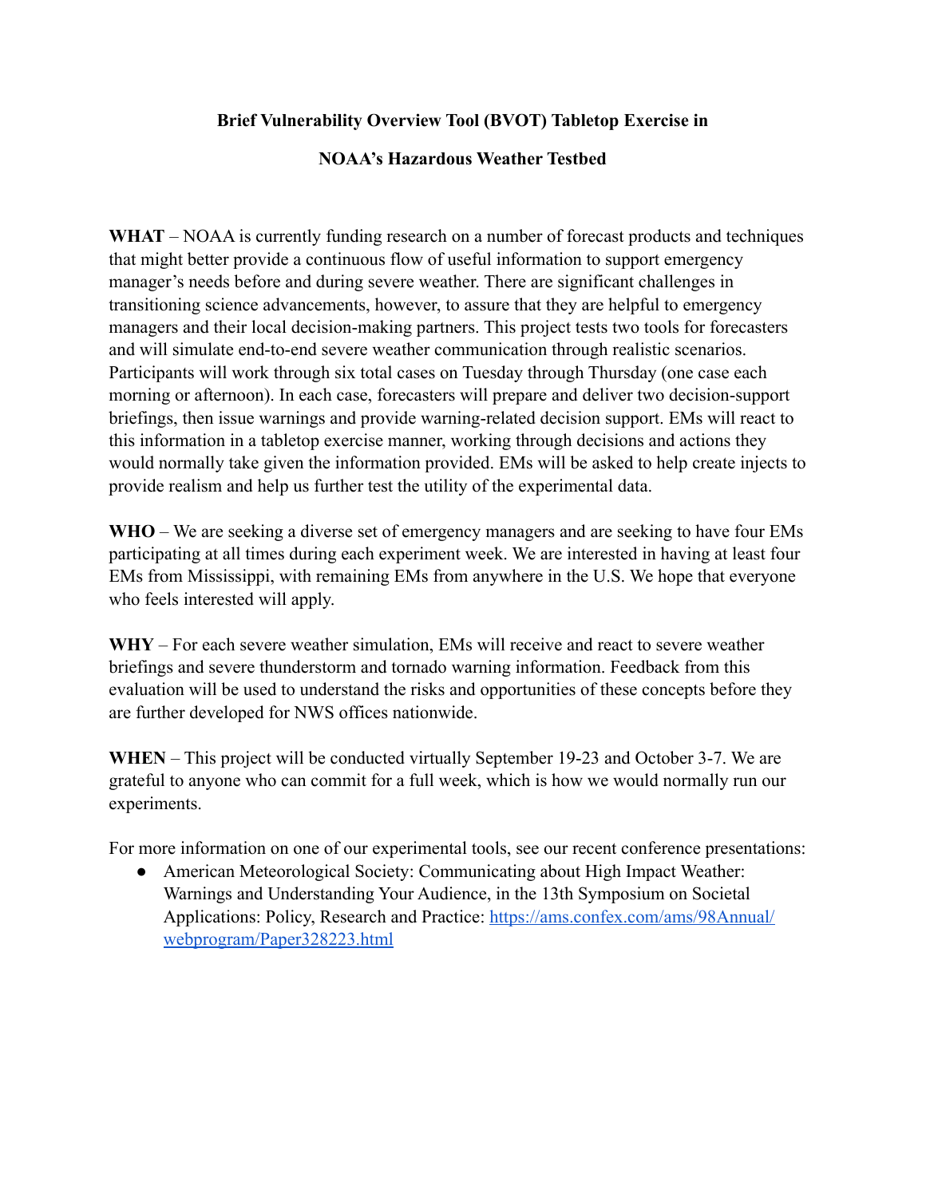**Brief Vulnerability Overview Tool (BVOT) Tabletop Exercise in**

**NOAA's Hazardous Weather Testbed**

**WHAT** – NOAA is currently funding research on a number of forecast products and techniques that might better provide a continuous flow of useful information to support emergency manager's needs before and during severe weather. There are significant challenges in transitioning science advancements, however, to assure that they are helpful to emergency managers and their local decision-making partners. This project tests two tools for forecasters and will simulate end-to-end severe weather communication through realistic scenarios. Participants will work through six total cases on Tuesday through Thursday (one case each morning or afternoon). In each case, forecasters will prepare and deliver two decision-support briefings, then issue warnings and provide warning-related decision support. EMs will react to this information in a tabletop exercise manner, working through decisions and actions they would normally take given the information provided. EMs will be asked to help create injects to provide realism and help us further test the utility of the experimental data.

**WHO** – We are seeking a diverse set of emergency managers and are seeking to have four EMs participating at all times during each experiment week. We are interested in having at least four EMs from Mississippi, with remaining EMs from anywhere in the U.S. We hope that everyone who feels interested will apply.

**WHY** – For each severe weather simulation, EMs will receive and react to severe weather briefings and severe thunderstorm and tornado warning information. Feedback from this evaluation will be used to understand the risks and opportunities of these concepts before they are further developed for NWS offices nationwide.

**WHEN** – This project will be conducted virtually September 19-23 and October 3-7. We are grateful to anyone who can commit for a full week, which is how we would normally run our experiments.

For more information on one of our experimental tools, see our recent conference presentations:

- American Meteorological Society: Communicating about High Impact Weather: Warnings and Understanding Your Audience, in the 13th Symposium on Societal Applications: Policy, Research and Practice: [https://ams.confex.com/ams/98Annual/webprogram/Paper328223.html](https://ams.confex.com/ams/98Annual/webprogram/Paper328223.html)